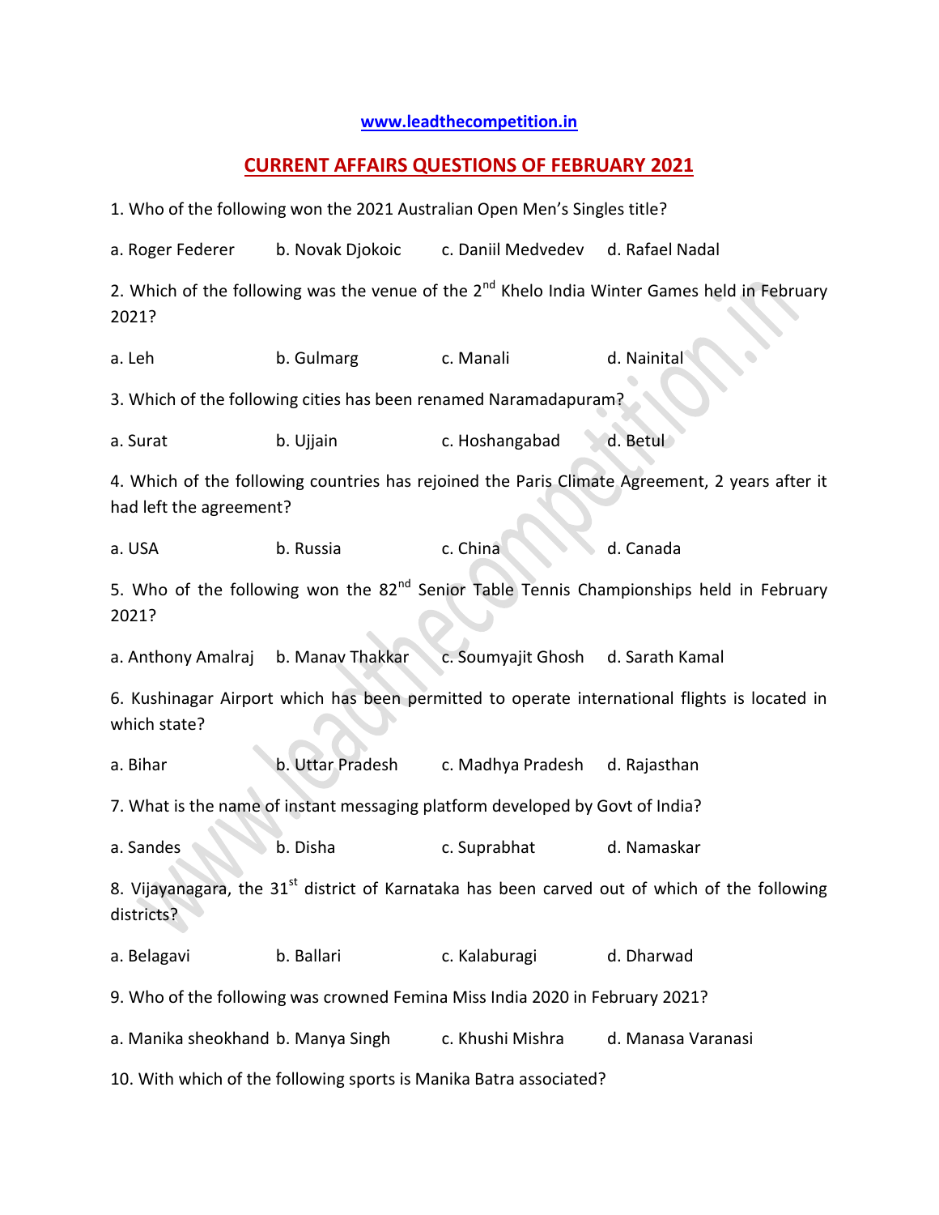www.leadthecompetition.in

# CURRENT AFFAIRS QUESTIONS OF FEBRUARY 2021

1. Who of the following won the 2021 Australian Open Men's Singles title?

a. Roger Federer b. Novak Djokoic c. Daniil Medvedev d. Rafael Nadal

2. Which of the following was the venue of the 2nd Khelo India Winter Games held in February 2021?

a. Leh b. Gulmarg c. Manali d. Nainital

3. Which of the following cities has been renamed Naramadapuram?

a. Surat b. Ujjain c. Hoshangabad d. Betul

4. Which of the following countries has rejoined the Paris Climate Agreement, 2 years after it had left the agreement?

a. USA b. Russia c. China d. Canada

5. Who of the following won the 82nd Senior Table Tennis Championships held in February 2021?

a. Anthony Amalraj b. Manav Thakkar c. Soumyajit Ghosh d. Sarath Kamal

6. Kushinagar Airport which has been permitted to operate international flights is located in which state?

a. Bihar b. Uttar Pradesh c. Madhya Pradesh d. Rajasthan

7. What is the name of instant messaging platform developed by Govt of India?

a. Sandes b. Disha c. Suprabhat d. Namaskar

8. Vijayanagara, the 31st district of Karnataka has been carved out of which of the following districts?

a. Belagavi b. Ballari c. Kalaburagi d. Dharwad

9. Who of the following was crowned Femina Miss India 2020 in February 2021?

a. Manika sheokhand b. Manya Singh c. Khushi Mishra d. Manasa Varanasi

10. With which of the following sports is Manika Batra associated?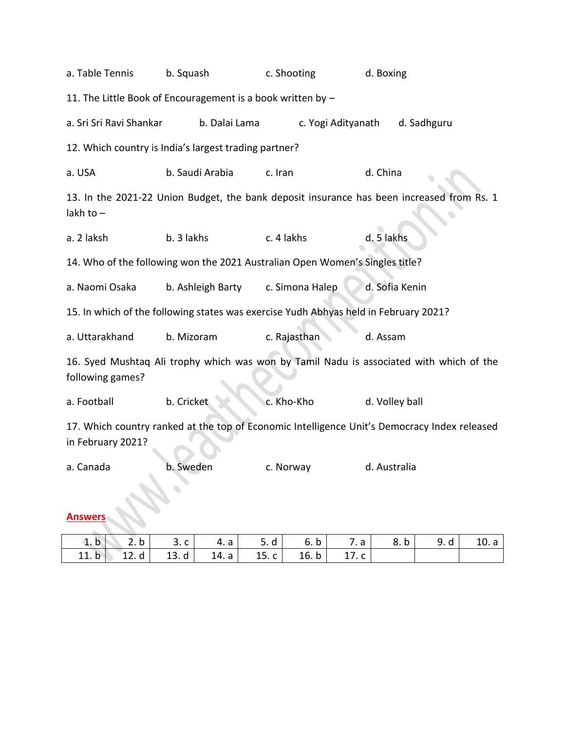a. Table Tennis b. Squash c. Shooting d. Boxing

11. The Little Book of Encouragement is a book written by –

a. Sri Sri Ravi Shankar b. Dalai Lama c. Yogi Adityanath d. Sadhguru

12. Which country is India's largest trading partner?

a. USA b. Saudi Arabia c. Iran d. China

13. In the 2021-22 Union Budget, the bank deposit insurance has been increased from Rs. 1 lakh to –

a. 2 laksh b. 3 lakhs c. 4 lakhs d. 5 lakhs

14. Who of the following won the 2021 Australian Open Women's Singles title?

a. Naomi Osaka b. Ashleigh Barty c. Simona Halep d. Sofia Kenin

15. In which of the following states was exercise Yudh Abhyas held in February 2021?

a. Uttarakhand b. Mizoram c. Rajasthan d. Assam

16. Syed Mushtaq Ali trophy which was won by Tamil Nadu is associated with which of the following games?

a. Football b. Cricket c. Kho-Kho d. Volley ball

17. Which country ranked at the top of Economic Intelligence Unit's Democracy Index released in February 2021?

a. Canada b. Sweden c. Norway d. Australia

**Answers**

| | | | | | | | | | |
|---|---|---|---|---|---|---|---|---|---|
| 1. b | 2. b | 3. c | 4. a | 5. d | 6. b | 7. a | 8. b | 9. d | 10. a |
| 11. b | 12. d | 13. d | 14. a | 15. c | 16. b | 17. c | | | |